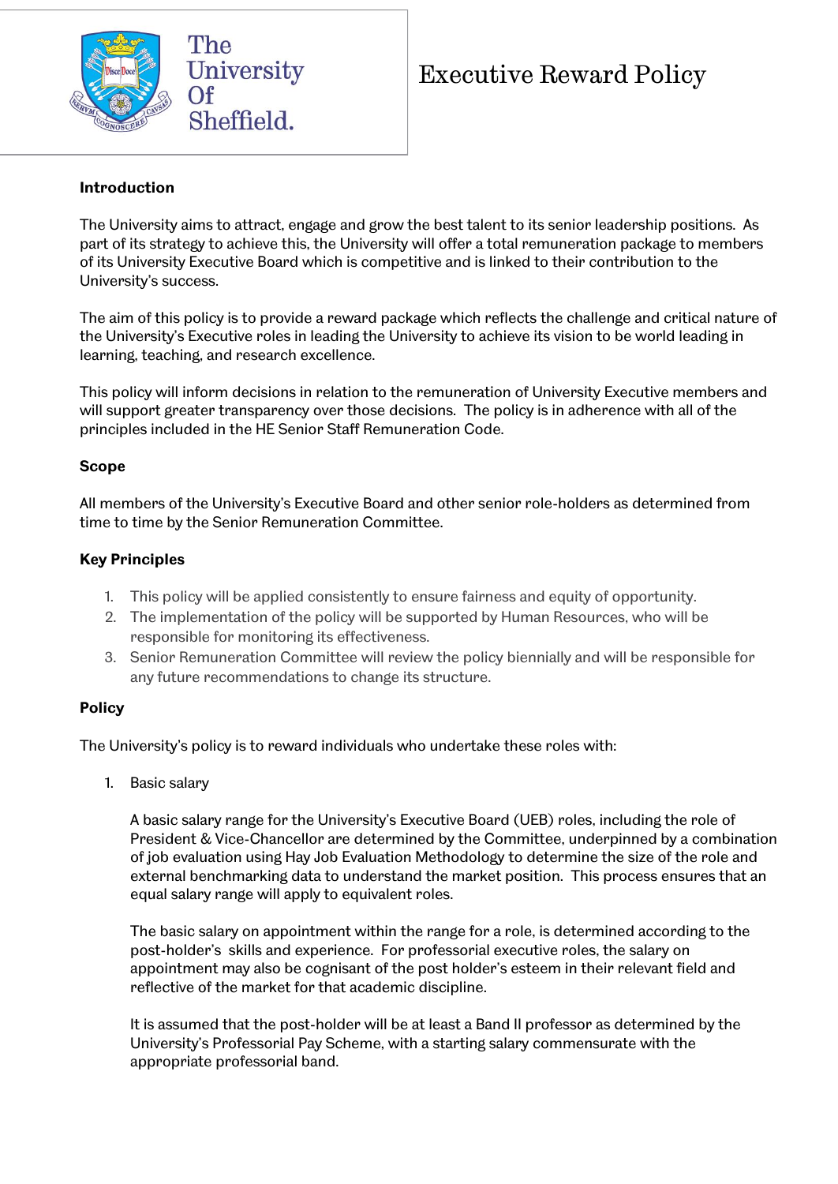The University Of Sheffield.

# Executive Reward Policy

## Introduction

The University aims to attract, engage and grow the best talent to its senior leadership positions. As part of its strategy to achieve this, the University will offer a total remuneration package to members of its University Executive Board which is competitive and is linked to their contribution to the University's success.

The aim of this policy is to provide a reward package which reflects the challenge and critical nature of the University's Executive roles in leading the University to achieve its vision to be world leading in learning, teaching, and research excellence.

This policy will inform decisions in relation to the remuneration of University Executive members and will support greater transparency over those decisions. The policy is in adherence with all of the principles included in the HE Senior Staff Remuneration Code.

## Scope

All members of the University's Executive Board and other senior role-holders as determined from time to time by the Senior Remuneration Committee.

## Key Principles

1. This policy will be applied consistently to ensure fairness and equity of opportunity.
2. The implementation of the policy will be supported by Human Resources, who will be responsible for monitoring its effectiveness.
3. Senior Remuneration Committee will review the policy biennially and will be responsible for any future recommendations to change its structure.

## Policy

The University's policy is to reward individuals who undertake these roles with:

1. Basic salary

   A basic salary range for the University's Executive Board (UEB) roles, including the role of President & Vice-Chancellor are determined by the Committee, underpinned by a combination of job evaluation using Hay Job Evaluation Methodology to determine the size of the role and external benchmarking data to understand the market position. This process ensures that an equal salary range will apply to equivalent roles.

   The basic salary on appointment within the range for a role, is determined according to the post-holder's skills and experience. For professorial executive roles, the salary on appointment may also be cognisant of the post holder's esteem in their relevant field and reflective of the market for that academic discipline.

   It is assumed that the post-holder will be at least a Band II professor as determined by the University's Professorial Pay Scheme, with a starting salary commensurate with the appropriate professorial band.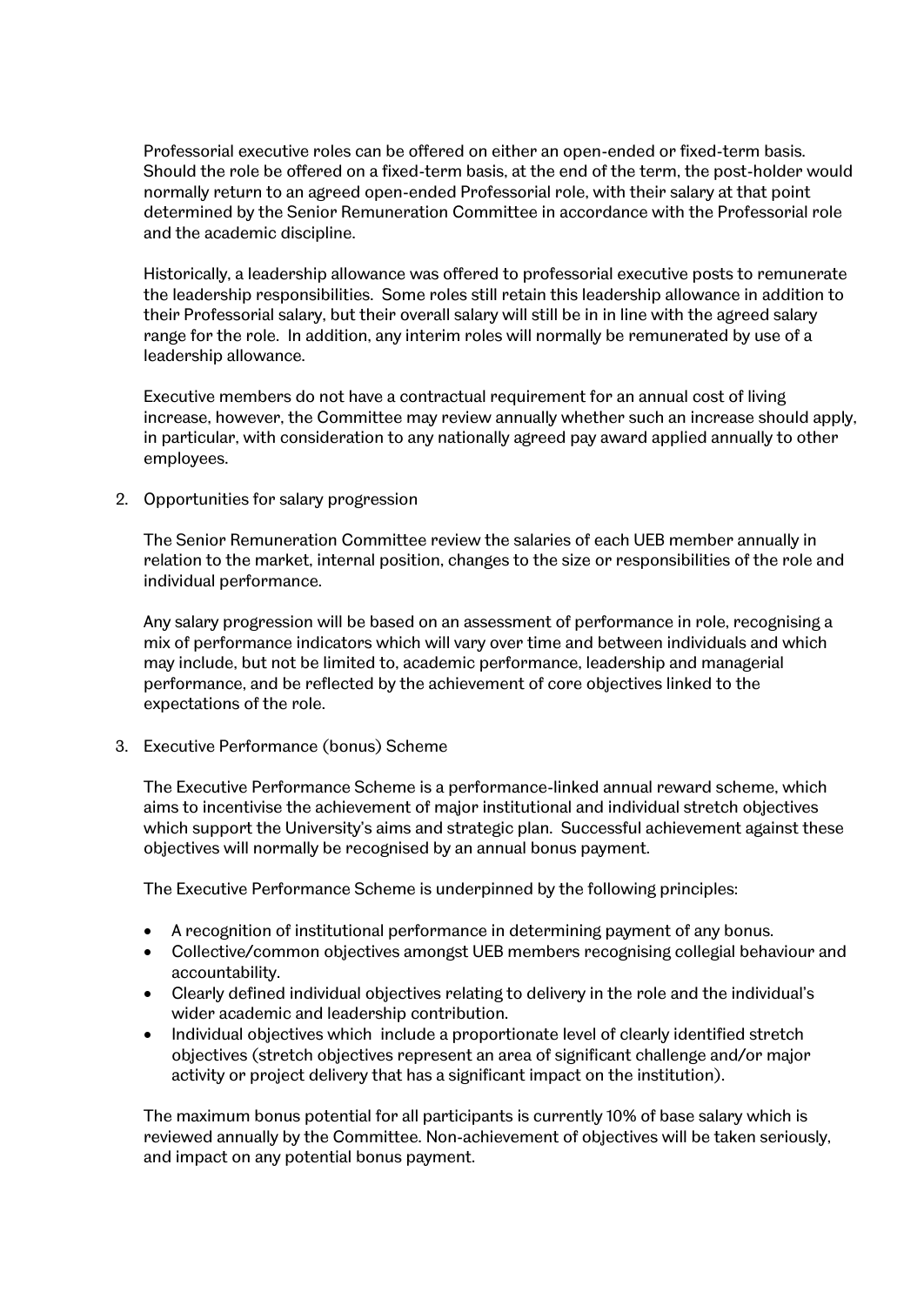Professorial executive roles can be offered on either an open-ended or fixed-term basis. Should the role be offered on a fixed-term basis, at the end of the term, the post-holder would normally return to an agreed open-ended Professorial role, with their salary at that point determined by the Senior Remuneration Committee in accordance with the Professorial role and the academic discipline.

Historically, a leadership allowance was offered to professorial executive posts to remunerate the leadership responsibilities. Some roles still retain this leadership allowance in addition to their Professorial salary, but their overall salary will still be in in line with the agreed salary range for the role. In addition, any interim roles will normally be remunerated by use of a leadership allowance.

Executive members do not have a contractual requirement for an annual cost of living increase, however, the Committee may review annually whether such an increase should apply, in particular, with consideration to any nationally agreed pay award applied annually to other employees.

2. Opportunities for salary progression

   The Senior Remuneration Committee review the salaries of each UEB member annually in relation to the market, internal position, changes to the size or responsibilities of the role and individual performance.

   Any salary progression will be based on an assessment of performance in role, recognising a mix of performance indicators which will vary over time and between individuals and which may include, but not be limited to, academic performance, leadership and managerial performance, and be reflected by the achievement of core objectives linked to the expectations of the role.

3. Executive Performance (bonus) Scheme

   The Executive Performance Scheme is a performance-linked annual reward scheme, which aims to incentivise the achievement of major institutional and individual stretch objectives which support the University's aims and strategic plan. Successful achievement against these objectives will normally be recognised by an annual bonus payment.

   The Executive Performance Scheme is underpinned by the following principles:

   - A recognition of institutional performance in determining payment of any bonus.
   - Collective/common objectives amongst UEB members recognising collegial behaviour and accountability.
   - Clearly defined individual objectives relating to delivery in the role and the individual's wider academic and leadership contribution.
   - Individual objectives which include a proportionate level of clearly identified stretch objectives (stretch objectives represent an area of significant challenge and/or major activity or project delivery that has a significant impact on the institution).

   The maximum bonus potential for all participants is currently 10% of base salary which is reviewed annually by the Committee. Non-achievement of objectives will be taken seriously, and impact on any potential bonus payment.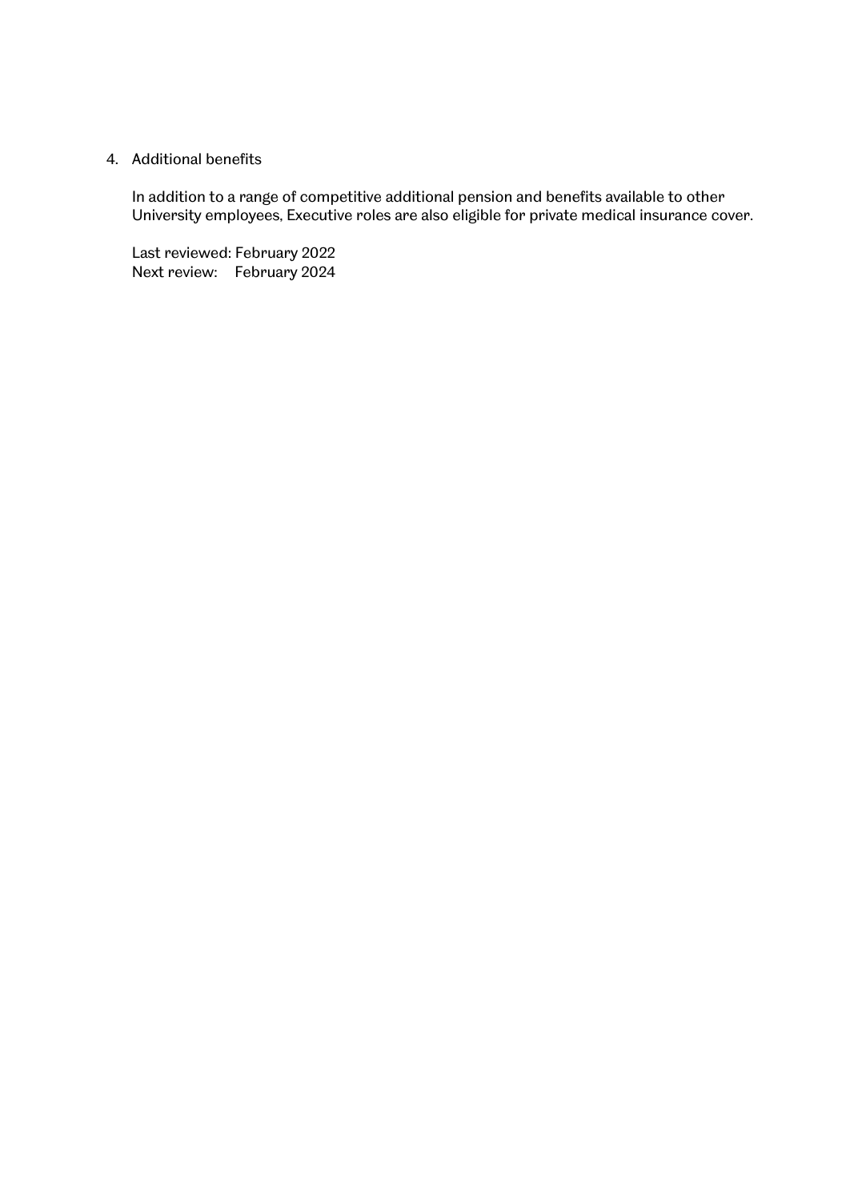4. Additional benefits

   In addition to a range of competitive additional pension and benefits available to other University employees, Executive roles are also eligible for private medical insurance cover.

   Last reviewed: February 2022
   Next review: February 2024